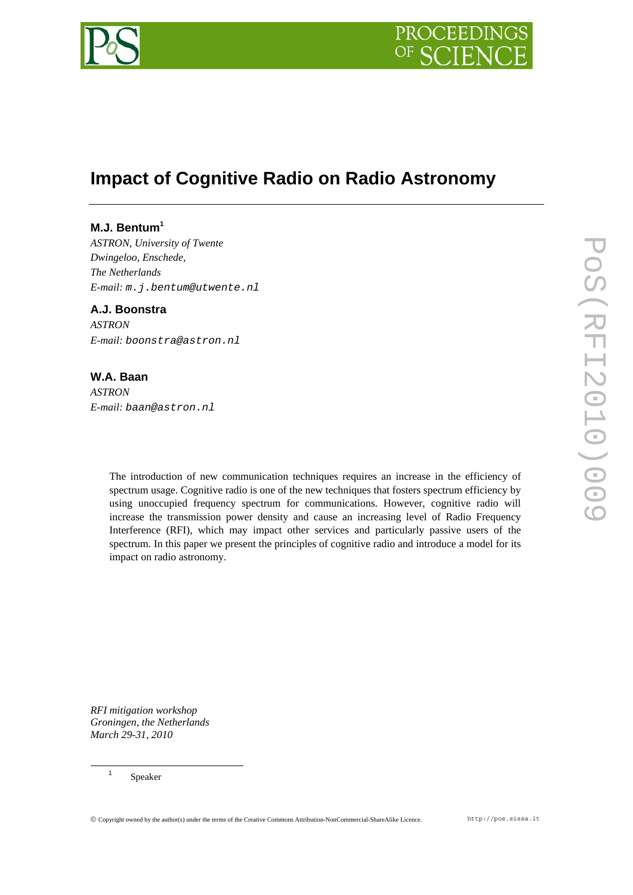# Impact of Cognitive Radio on Radio Astronomy

### M.J. Bentum[1]

*ASTRON, University of Twente*
*Dwingeloo, Enschede,*
*The Netherlands*
*E-mail:* m.j.bentum@utwente.nl

### A.J. Boonstra

*ASTRON*
*E-mail:* boonstra@astron.nl

### W.A. Baan

*ASTRON*
*E-mail:* baan@astron.nl

The introduction of new communication techniques requires an increase in the efficiency of spectrum usage. Cognitive radio is one of the new techniques that fosters spectrum efficiency by using unoccupied frequency spectrum for communications. However, cognitive radio will increase the transmission power density and cause an increasing level of Radio Frequency Interference (RFI), which may impact other services and particularly passive users of the spectrum. In this paper we present the principles of cognitive radio and introduce a model for its impact on radio astronomy.

*RFI mitigation workshop*
*Groningen, the Netherlands*
*March 29-31, 2010*

[1] Speaker

© Copyright owned by the author(s) under the terms of the Creative Commons Attribution-NonCommercial-ShareAlike Licence.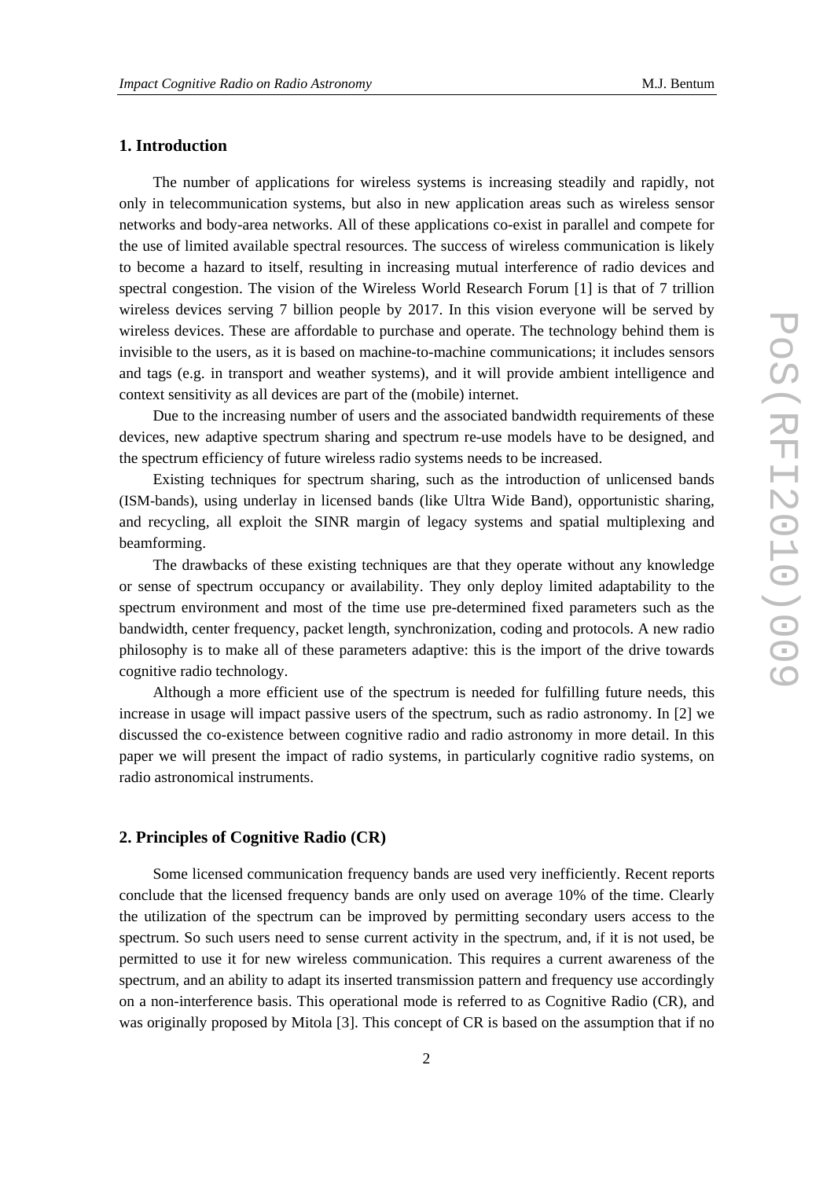## 1. Introduction

The number of applications for wireless systems is increasing steadily and rapidly, not only in telecommunication systems, but also in new application areas such as wireless sensor networks and body-area networks. All of these applications co-exist in parallel and compete for the use of limited available spectral resources. The success of wireless communication is likely to become a hazard to itself, resulting in increasing mutual interference of radio devices and spectral congestion. The vision of the Wireless World Research Forum [1] is that of 7 trillion wireless devices serving 7 billion people by 2017. In this vision everyone will be served by wireless devices. These are affordable to purchase and operate. The technology behind them is invisible to the users, as it is based on machine-to-machine communications; it includes sensors and tags (e.g. in transport and weather systems), and it will provide ambient intelligence and context sensitivity as all devices are part of the (mobile) internet.

Due to the increasing number of users and the associated bandwidth requirements of these devices, new adaptive spectrum sharing and spectrum re-use models have to be designed, and the spectrum efficiency of future wireless radio systems needs to be increased.

Existing techniques for spectrum sharing, such as the introduction of unlicensed bands (ISM-bands), using underlay in licensed bands (like Ultra Wide Band), opportunistic sharing, and recycling, all exploit the SINR margin of legacy systems and spatial multiplexing and beamforming.

The drawbacks of these existing techniques are that they operate without any knowledge or sense of spectrum occupancy or availability. They only deploy limited adaptability to the spectrum environment and most of the time use pre-determined fixed parameters such as the bandwidth, center frequency, packet length, synchronization, coding and protocols. A new radio philosophy is to make all of these parameters adaptive: this is the import of the drive towards cognitive radio technology.

Although a more efficient use of the spectrum is needed for fulfilling future needs, this increase in usage will impact passive users of the spectrum, such as radio astronomy. In [2] we discussed the co-existence between cognitive radio and radio astronomy in more detail. In this paper we will present the impact of radio systems, in particularly cognitive radio systems, on radio astronomical instruments.

## 2. Principles of Cognitive Radio (CR)

Some licensed communication frequency bands are used very inefficiently. Recent reports conclude that the licensed frequency bands are only used on average 10% of the time. Clearly the utilization of the spectrum can be improved by permitting secondary users access to the spectrum. So such users need to sense current activity in the spectrum, and, if it is not used, be permitted to use it for new wireless communication. This requires a current awareness of the spectrum, and an ability to adapt its inserted transmission pattern and frequency use accordingly on a non-interference basis. This operational mode is referred to as Cognitive Radio (CR), and was originally proposed by Mitola [3]. This concept of CR is based on the assumption that if no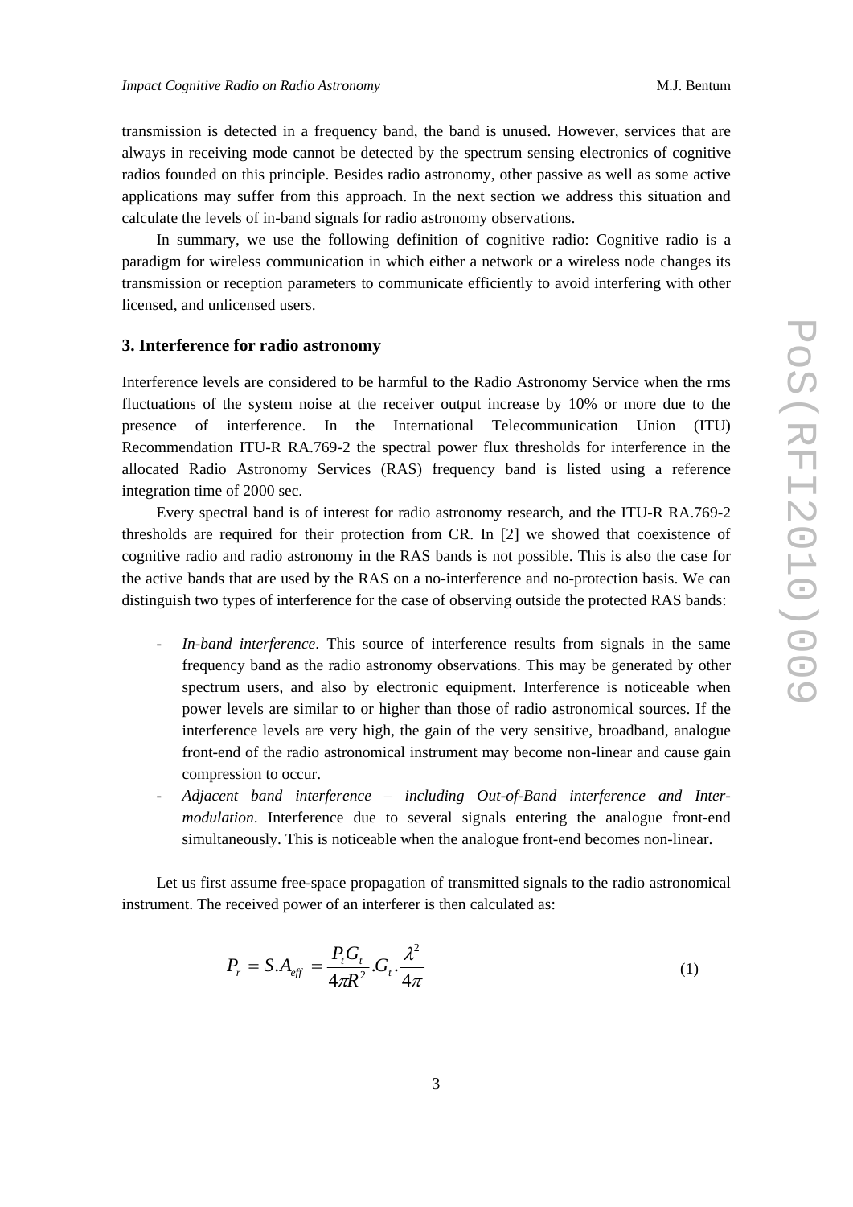transmission is detected in a frequency band, the band is unused. However, services that are always in receiving mode cannot be detected by the spectrum sensing electronics of cognitive radios founded on this principle. Besides radio astronomy, other passive as well as some active applications may suffer from this approach. In the next section we address this situation and calculate the levels of in-band signals for radio astronomy observations.

In summary, we use the following definition of cognitive radio: Cognitive radio is a paradigm for wireless communication in which either a network or a wireless node changes its transmission or reception parameters to communicate efficiently to avoid interfering with other licensed, and unlicensed users.

## 3. Interference for radio astronomy

Interference levels are considered to be harmful to the Radio Astronomy Service when the rms fluctuations of the system noise at the receiver output increase by 10% or more due to the presence of interference. In the International Telecommunication Union (ITU) Recommendation ITU-R RA.769-2 the spectral power flux thresholds for interference in the allocated Radio Astronomy Services (RAS) frequency band is listed using a reference integration time of 2000 sec.

Every spectral band is of interest for radio astronomy research, and the ITU-R RA.769-2 thresholds are required for their protection from CR. In [2] we showed that coexistence of cognitive radio and radio astronomy in the RAS bands is not possible. This is also the case for the active bands that are used by the RAS on a no-interference and no-protection basis. We can distinguish two types of interference for the case of observing outside the protected RAS bands:

- *In-band interference*. This source of interference results from signals in the same frequency band as the radio astronomy observations. This may be generated by other spectrum users, and also by electronic equipment. Interference is noticeable when power levels are similar to or higher than those of radio astronomical sources. If the interference levels are very high, the gain of the very sensitive, broadband, analogue front-end of the radio astronomical instrument may become non-linear and cause gain compression to occur.
- *Adjacent band interference – including Out-of-Band interference and Inter-modulation*. Interference due to several signals entering the analogue front-end simultaneously. This is noticeable when the analogue front-end becomes non-linear.

Let us first assume free-space propagation of transmitted signals to the radio astronomical instrument. The received power of an interferer is then calculated as:

$$P_r = S.A_{eff} = \frac{P_t G_t}{4\pi R^2}.G_t.\frac{\lambda^2}{4\pi} \tag{1}$$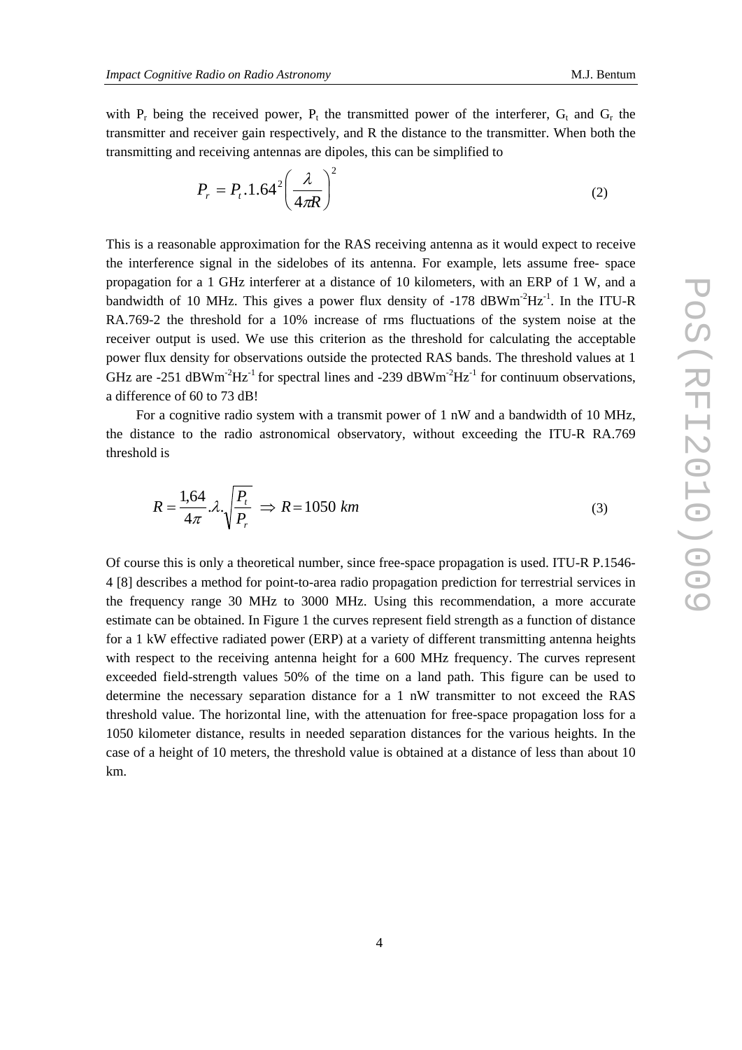with $P_r$ being the received power, $P_t$ the transmitted power of the interferer, $G_t$ and $G_r$ the transmitter and receiver gain respectively, and R the distance to the transmitter. When both the transmitting and receiving antennas are dipoles, this can be simplified to

$$P_r = P_t .1.64^2 \left( \frac{\lambda}{4\pi R} \right)^2 \tag{2}$$

This is a reasonable approximation for the RAS receiving antenna as it would expect to receive the interference signal in the sidelobes of its antenna. For example, lets assume free- space propagation for a 1 GHz interferer at a distance of 10 kilometers, with an ERP of 1 W, and a bandwidth of 10 MHz. This gives a power flux density of -178 dBWm$^{-2}$Hz$^{-1}$. In the ITU-R RA.769-2 the threshold for a 10% increase of rms fluctuations of the system noise at the receiver output is used. We use this criterion as the threshold for calculating the acceptable power flux density for observations outside the protected RAS bands. The threshold values at 1 GHz are -251 dBWm$^{-2}$Hz$^{-1}$ for spectral lines and -239 dBWm$^{-2}$Hz$^{-1}$ for continuum observations, a difference of 60 to 73 dB!

For a cognitive radio system with a transmit power of 1 nW and a bandwidth of 10 MHz, the distance to the radio astronomical observatory, without exceeding the ITU-R RA.769 threshold is

$$R = \frac{1{,}64}{4\pi}.\lambda.\sqrt{\frac{P_t}{P_r}} \;\Rightarrow\; R = 1050\ km \tag{3}$$

Of course this is only a theoretical number, since free-space propagation is used. ITU-R P.1546-4 [8] describes a method for point-to-area radio propagation prediction for terrestrial services in the frequency range 30 MHz to 3000 MHz. Using this recommendation, a more accurate estimate can be obtained. In Figure 1 the curves represent field strength as a function of distance for a 1 kW effective radiated power (ERP) at a variety of different transmitting antenna heights with respect to the receiving antenna height for a 600 MHz frequency. The curves represent exceeded field-strength values 50% of the time on a land path. This figure can be used to determine the necessary separation distance for a 1 nW transmitter to not exceed the RAS threshold value. The horizontal line, with the attenuation for free-space propagation loss for a 1050 kilometer distance, results in needed separation distances for the various heights. In the case of a height of 10 meters, the threshold value is obtained at a distance of less than about 10 km.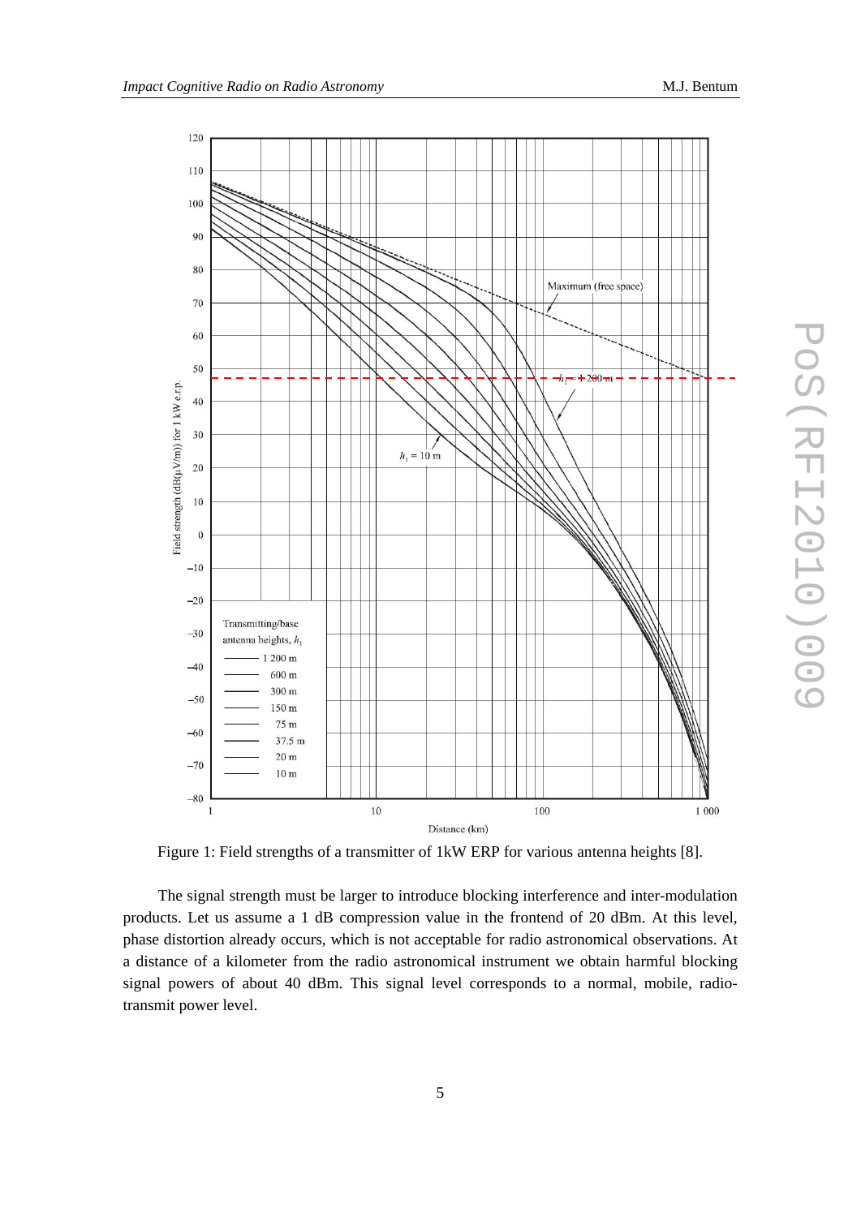Figure 1: Field strengths of a transmitter of 1kW ERP for various antenna heights [8].

The signal strength must be larger to introduce blocking interference and inter-modulation products. Let us assume a 1 dB compression value in the frontend of 20 dBm. At this level, phase distortion already occurs, which is not acceptable for radio astronomical observations. At a distance of a kilometer from the radio astronomical instrument we obtain harmful blocking signal powers of about 40 dBm. This signal level corresponds to a normal, mobile, radio-transmit power level.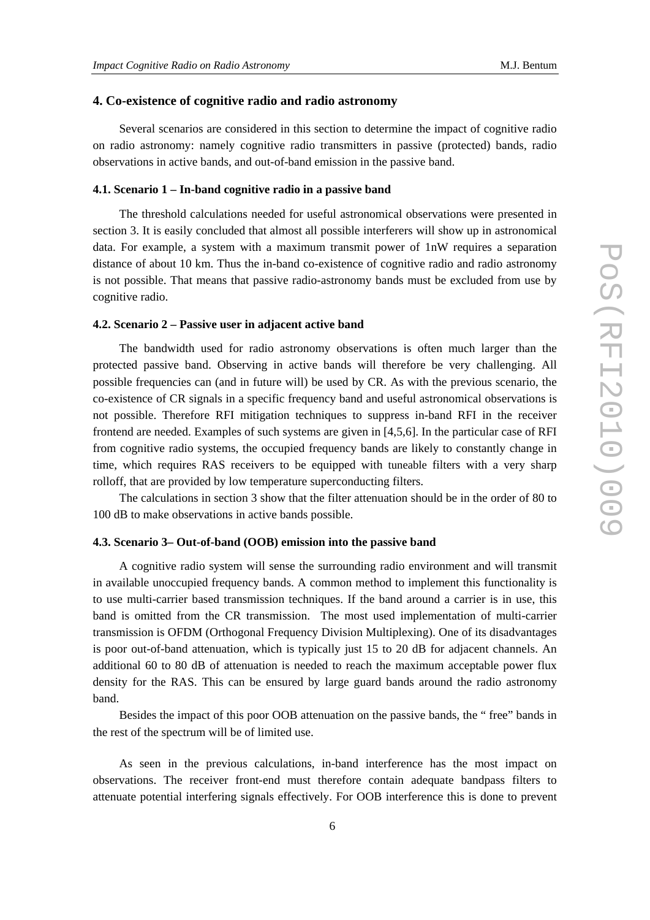## 4. Co-existence of cognitive radio and radio astronomy

Several scenarios are considered in this section to determine the impact of cognitive radio on radio astronomy: namely cognitive radio transmitters in passive (protected) bands, radio observations in active bands, and out-of-band emission in the passive band.

### 4.1. Scenario 1 – In-band cognitive radio in a passive band

The threshold calculations needed for useful astronomical observations were presented in section 3. It is easily concluded that almost all possible interferers will show up in astronomical data. For example, a system with a maximum transmit power of 1nW requires a separation distance of about 10 km. Thus the in-band co-existence of cognitive radio and radio astronomy is not possible. That means that passive radio-astronomy bands must be excluded from use by cognitive radio.

### 4.2. Scenario 2 – Passive user in adjacent active band

The bandwidth used for radio astronomy observations is often much larger than the protected passive band. Observing in active bands will therefore be very challenging. All possible frequencies can (and in future will) be used by CR. As with the previous scenario, the co-existence of CR signals in a specific frequency band and useful astronomical observations is not possible. Therefore RFI mitigation techniques to suppress in-band RFI in the receiver frontend are needed. Examples of such systems are given in [4,5,6]. In the particular case of RFI from cognitive radio systems, the occupied frequency bands are likely to constantly change in time, which requires RAS receivers to be equipped with tuneable filters with a very sharp rolloff, that are provided by low temperature superconducting filters.

The calculations in section 3 show that the filter attenuation should be in the order of 80 to 100 dB to make observations in active bands possible.

### 4.3. Scenario 3– Out-of-band (OOB) emission into the passive band

A cognitive radio system will sense the surrounding radio environment and will transmit in available unoccupied frequency bands. A common method to implement this functionality is to use multi-carrier based transmission techniques. If the band around a carrier is in use, this band is omitted from the CR transmission. The most used implementation of multi-carrier transmission is OFDM (Orthogonal Frequency Division Multiplexing). One of its disadvantages is poor out-of-band attenuation, which is typically just 15 to 20 dB for adjacent channels. An additional 60 to 80 dB of attenuation is needed to reach the maximum acceptable power flux density for the RAS. This can be ensured by large guard bands around the radio astronomy band.

Besides the impact of this poor OOB attenuation on the passive bands, the " free" bands in the rest of the spectrum will be of limited use.

As seen in the previous calculations, in-band interference has the most impact on observations. The receiver front-end must therefore contain adequate bandpass filters to attenuate potential interfering signals effectively. For OOB interference this is done to prevent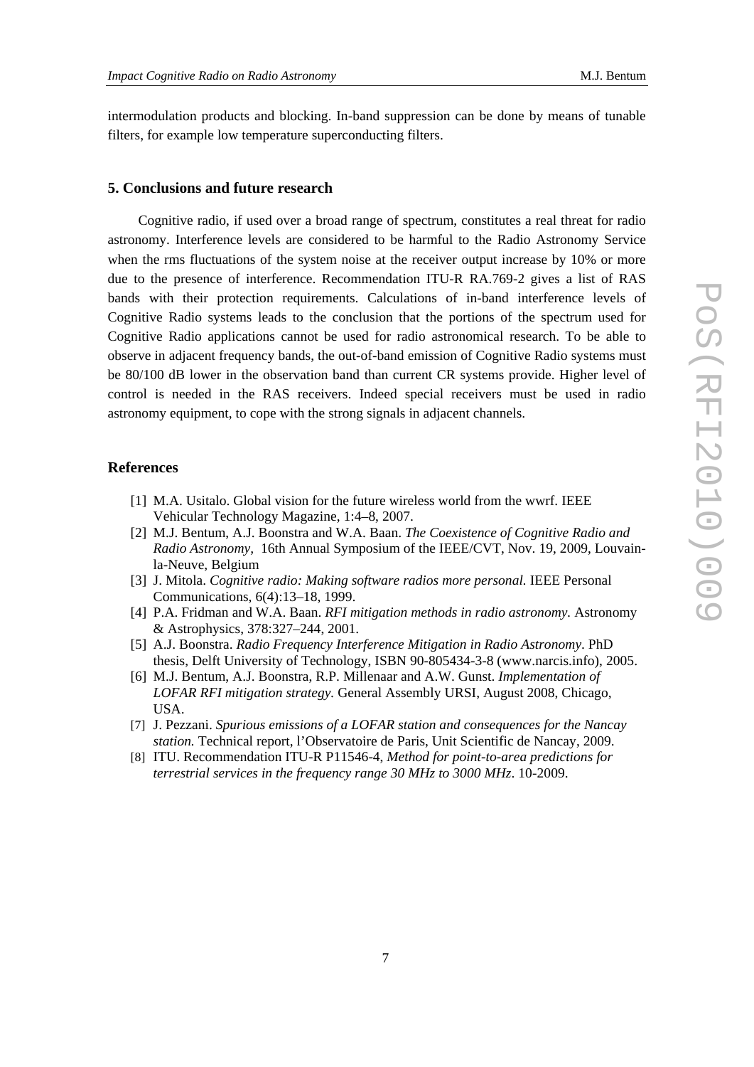intermodulation products and blocking. In-band suppression can be done by means of tunable filters, for example low temperature superconducting filters.

## 5. Conclusions and future research

Cognitive radio, if used over a broad range of spectrum, constitutes a real threat for radio astronomy. Interference levels are considered to be harmful to the Radio Astronomy Service when the rms fluctuations of the system noise at the receiver output increase by 10% or more due to the presence of interference. Recommendation ITU-R RA.769-2 gives a list of RAS bands with their protection requirements. Calculations of in-band interference levels of Cognitive Radio systems leads to the conclusion that the portions of the spectrum used for Cognitive Radio applications cannot be used for radio astronomical research. To be able to observe in adjacent frequency bands, the out-of-band emission of Cognitive Radio systems must be 80/100 dB lower in the observation band than current CR systems provide. Higher level of control is needed in the RAS receivers. Indeed special receivers must be used in radio astronomy equipment, to cope with the strong signals in adjacent channels.

## References

[1] M.A. Usitalo. Global vision for the future wireless world from the wwrf. IEEE Vehicular Technology Magazine, 1:4–8, 2007.

[2] M.J. Bentum, A.J. Boonstra and W.A. Baan. *The Coexistence of Cognitive Radio and Radio Astronomy,* 16th Annual Symposium of the IEEE/CVT, Nov. 19, 2009, Louvain-la-Neuve, Belgium

[3] J. Mitola. *Cognitive radio: Making software radios more personal.* IEEE Personal Communications, 6(4):13–18, 1999.

[4] P.A. Fridman and W.A. Baan. *RFI mitigation methods in radio astronomy.* Astronomy & Astrophysics, 378:327–244, 2001.

[5] A.J. Boonstra. *Radio Frequency Interference Mitigation in Radio Astronomy.* PhD thesis, Delft University of Technology, ISBN 90-805434-3-8 (www.narcis.info), 2005.

[6] M.J. Bentum, A.J. Boonstra, R.P. Millenaar and A.W. Gunst. *Implementation of LOFAR RFI mitigation strategy.* General Assembly URSI, August 2008, Chicago, USA.

[7] J. Pezzani. *Spurious emissions of a LOFAR station and consequences for the Nancay station.* Technical report, l'Observatoire de Paris, Unit Scientific de Nancay, 2009.

[8] ITU. Recommendation ITU-R P11546-4, *Method for point-to-area predictions for terrestrial services in the frequency range 30 MHz to 3000 MHz*. 10-2009.